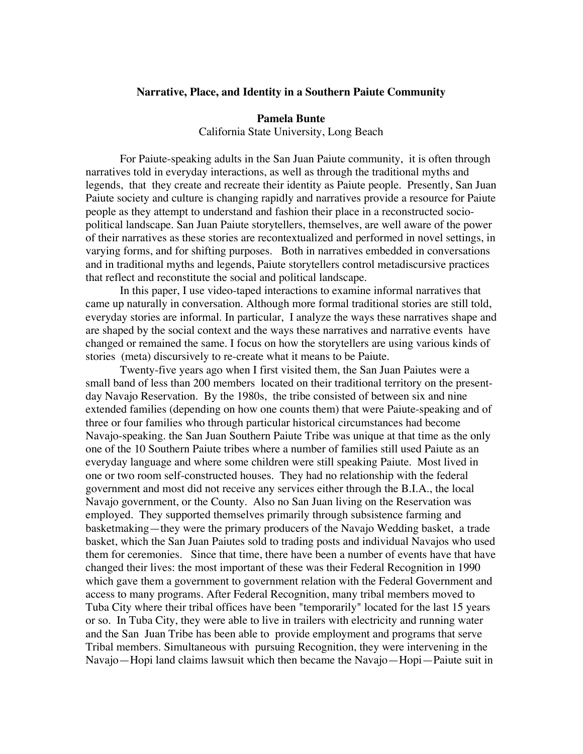**Narrative, Place, and Identity in a Southern Paiute Community**

**Pamela Bunte**
California State University, Long Beach

For Paiute-speaking adults in the San Juan Paiute community, it is often through narratives told in everyday interactions, as well as through the traditional myths and legends, that they create and recreate their identity as Paiute people. Presently, San Juan Paiute society and culture is changing rapidly and narratives provide a resource for Paiute people as they attempt to understand and fashion their place in a reconstructed socio-political landscape. San Juan Paiute storytellers, themselves, are well aware of the power of their narratives as these stories are recontextualized and performed in novel settings, in varying forms, and for shifting purposes. Both in narratives embedded in conversations and in traditional myths and legends, Paiute storytellers control metadiscursive practices that reflect and reconstitute the social and political landscape.

In this paper, I use video-taped interactions to examine informal narratives that came up naturally in conversation. Although more formal traditional stories are still told, everyday stories are informal. In particular, I analyze the ways these narratives shape and are shaped by the social context and the ways these narratives and narrative events have changed or remained the same. I focus on how the storytellers are using various kinds of stories (meta) discursively to re-create what it means to be Paiute.

Twenty-five years ago when I first visited them, the San Juan Paiutes were a small band of less than 200 members located on their traditional territory on the present-day Navajo Reservation. By the 1980s, the tribe consisted of between six and nine extended families (depending on how one counts them) that were Paiute-speaking and of three or four families who through particular historical circumstances had become Navajo-speaking. the San Juan Southern Paiute Tribe was unique at that time as the only one of the 10 Southern Paiute tribes where a number of families still used Paiute as an everyday language and where some children were still speaking Paiute. Most lived in one or two room self-constructed houses. They had no relationship with the federal government and most did not receive any services either through the B.I.A., the local Navajo government, or the County. Also no San Juan living on the Reservation was employed. They supported themselves primarily through subsistence farming and basketmaking—they were the primary producers of the Navajo Wedding basket, a trade basket, which the San Juan Paiutes sold to trading posts and individual Navajos who used them for ceremonies. Since that time, there have been a number of events have that have changed their lives: the most important of these was their Federal Recognition in 1990 which gave them a government to government relation with the Federal Government and access to many programs. After Federal Recognition, many tribal members moved to Tuba City where their tribal offices have been "temporarily" located for the last 15 years or so. In Tuba City, they were able to live in trailers with electricity and running water and the San Juan Tribe has been able to provide employment and programs that serve Tribal members. Simultaneous with pursuing Recognition, they were intervening in the Navajo—Hopi land claims lawsuit which then became the Navajo—Hopi—Paiute suit in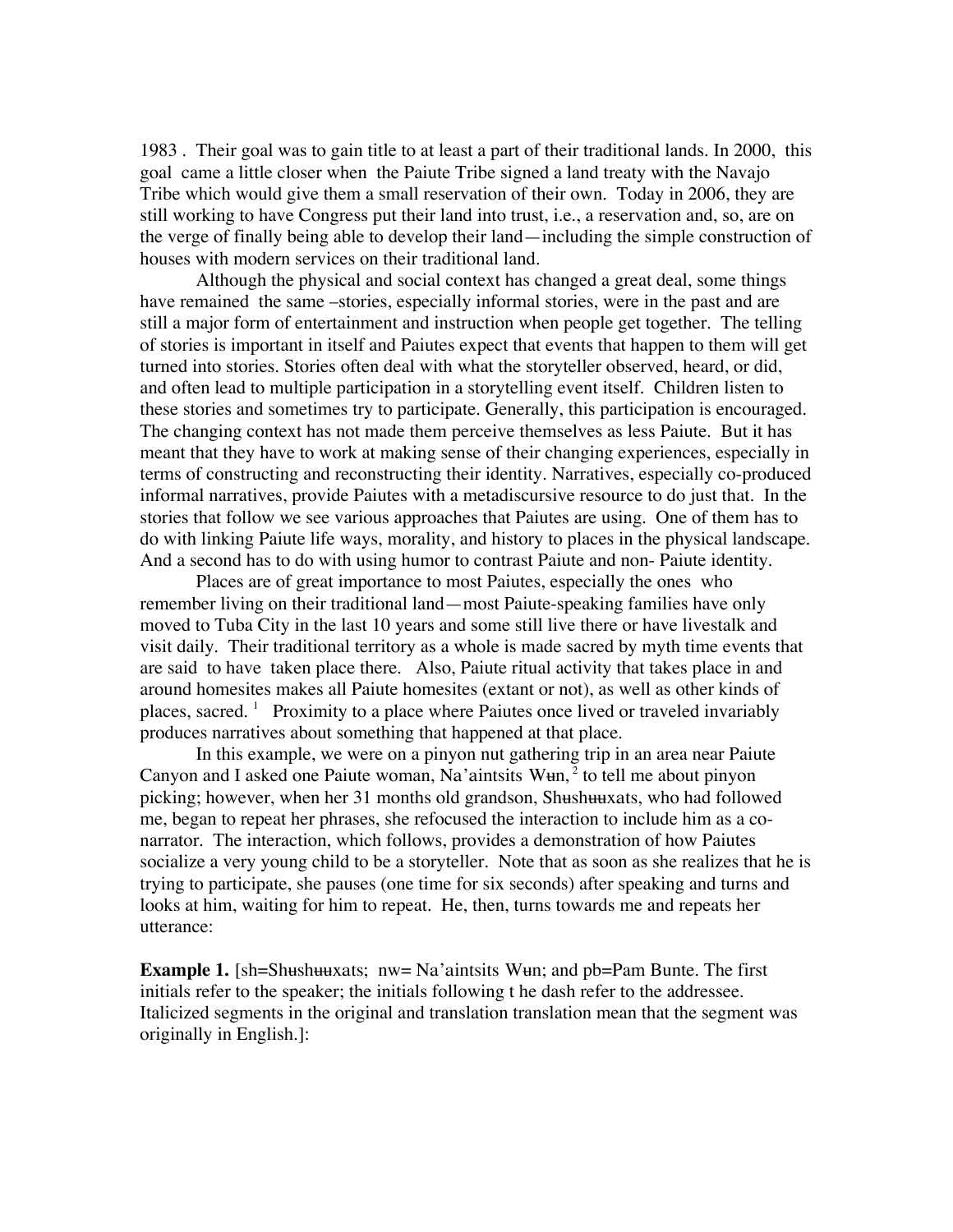1983 . Their goal was to gain title to at least a part of their traditional lands. In 2000, this goal came a little closer when the Paiute Tribe signed a land treaty with the Navajo Tribe which would give them a small reservation of their own. Today in 2006, they are still working to have Congress put their land into trust, i.e., a reservation and, so, are on the verge of finally being able to develop their land—including the simple construction of houses with modern services on their traditional land.

Although the physical and social context has changed a great deal, some things have remained the same –stories, especially informal stories, were in the past and are still a major form of entertainment and instruction when people get together. The telling of stories is important in itself and Paiutes expect that events that happen to them will get turned into stories. Stories often deal with what the storyteller observed, heard, or did, and often lead to multiple participation in a storytelling event itself. Children listen to these stories and sometimes try to participate. Generally, this participation is encouraged. The changing context has not made them perceive themselves as less Paiute. But it has meant that they have to work at making sense of their changing experiences, especially in terms of constructing and reconstructing their identity. Narratives, especially co-produced informal narratives, provide Paiutes with a metadiscursive resource to do just that. In the stories that follow we see various approaches that Paiutes are using. One of them has to do with linking Paiute life ways, morality, and history to places in the physical landscape. And a second has to do with using humor to contrast Paiute and non- Paiute identity.

Places are of great importance to most Paiutes, especially the ones who remember living on their traditional land—most Paiute-speaking families have only moved to Tuba City in the last 10 years and some still live there or have livestalk and visit daily. Their traditional territory as a whole is made sacred by myth time events that are said to have taken place there. Also, Paiute ritual activity that takes place in and around homesites makes all Paiute homesites (extant or not), as well as other kinds of places, sacred. [1] Proximity to a place where Paiutes once lived or traveled invariably produces narratives about something that happened at that place.

In this example, we were on a pinyon nut gathering trip in an area near Paiute Canyon and I asked one Paiute woman, Na'aintsits Wɨn, [2] to tell me about pinyon picking; however, when her 31 months old grandson, Shɨshɨɨxats, who had followed me, began to repeat her phrases, she refocused the interaction to include him as a co-narrator. The interaction, which follows, provides a demonstration of how Paiutes socialize a very young child to be a storyteller. Note that as soon as she realizes that he is trying to participate, she pauses (one time for six seconds) after speaking and turns and looks at him, waiting for him to repeat. He, then, turns towards me and repeats her utterance:

**Example 1.** [sh=Shɨshɨɨxats; nw= Na'aintsits Wɨn; and pb=Pam Bunte. The first initials refer to the speaker; the initials following t he dash refer to the addressee. Italicized segments in the original and translation translation mean that the segment was originally in English.]: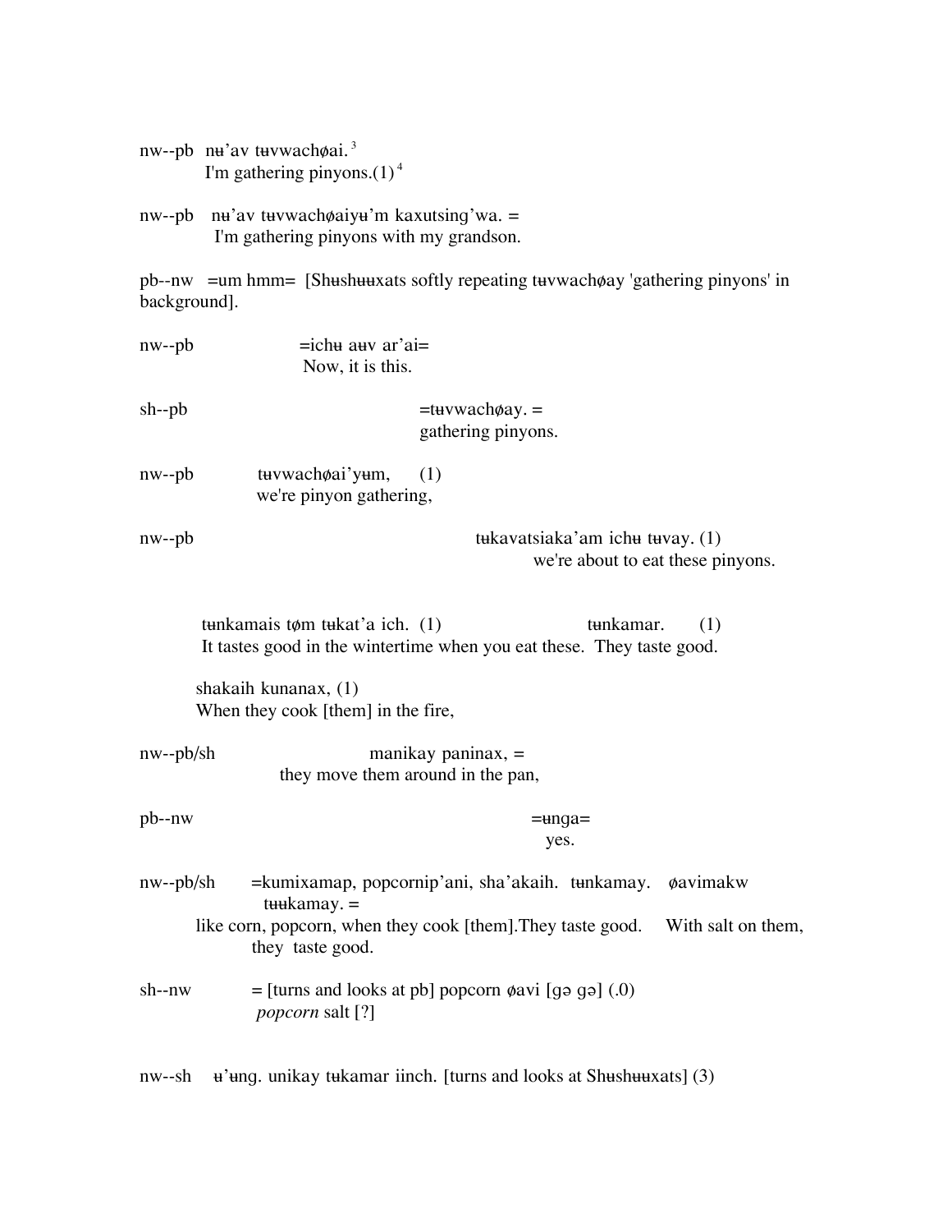nw--pb  nʉ’av tʉvwachøai.[3]
I'm gathering pinyons.(1)[4]

nw--pb  nʉ’av tʉvwachøaiyʉ’m kaxutsing’wa. =
I'm gathering pinyons with my grandson.

pb--nw  =um hmm=  [Shʉshʉʉxats softly repeating tʉvwachøay 'gathering pinyons' in background].

nw--pb  =ichʉ aʉv ar’ai=
Now, it is this.

sh--pb  =tʉvwachøay. =
gathering pinyons.

nw--pb  tʉvwachøai’yʉm,  (1)
we're pinyon gathering,

nw--pb  tʉkavatsiaka’am ichʉ tʉvay. (1)
we're about to eat these pinyons.

tʉnkamais tøm tʉkat’a ich.  (1)  tʉnkamar.  (1)
It tastes good in the wintertime when you eat these.  They taste good.

shakaih kunanax, (1)
When they cook [them] in the fire,

nw--pb/sh  manikay paninax, =
they move them around in the pan,

pb--nw  =ʉnga=
yes.

nw--pb/sh  =kumixamap, popcornip’ani, sha’akaih.  tʉnkamay.  øavimakw tʉʉkamay. =
like corn, popcorn, when they cook [them].They taste good.  With salt on them, they taste good.

sh--nw  = [turns and looks at pb] popcorn øavi [gə gə] (.0)
*popcorn* salt [?]

nw--sh  ʉ’ʉng. unikay tʉkamar iinch. [turns and looks at Shʉshʉʉxats] (3)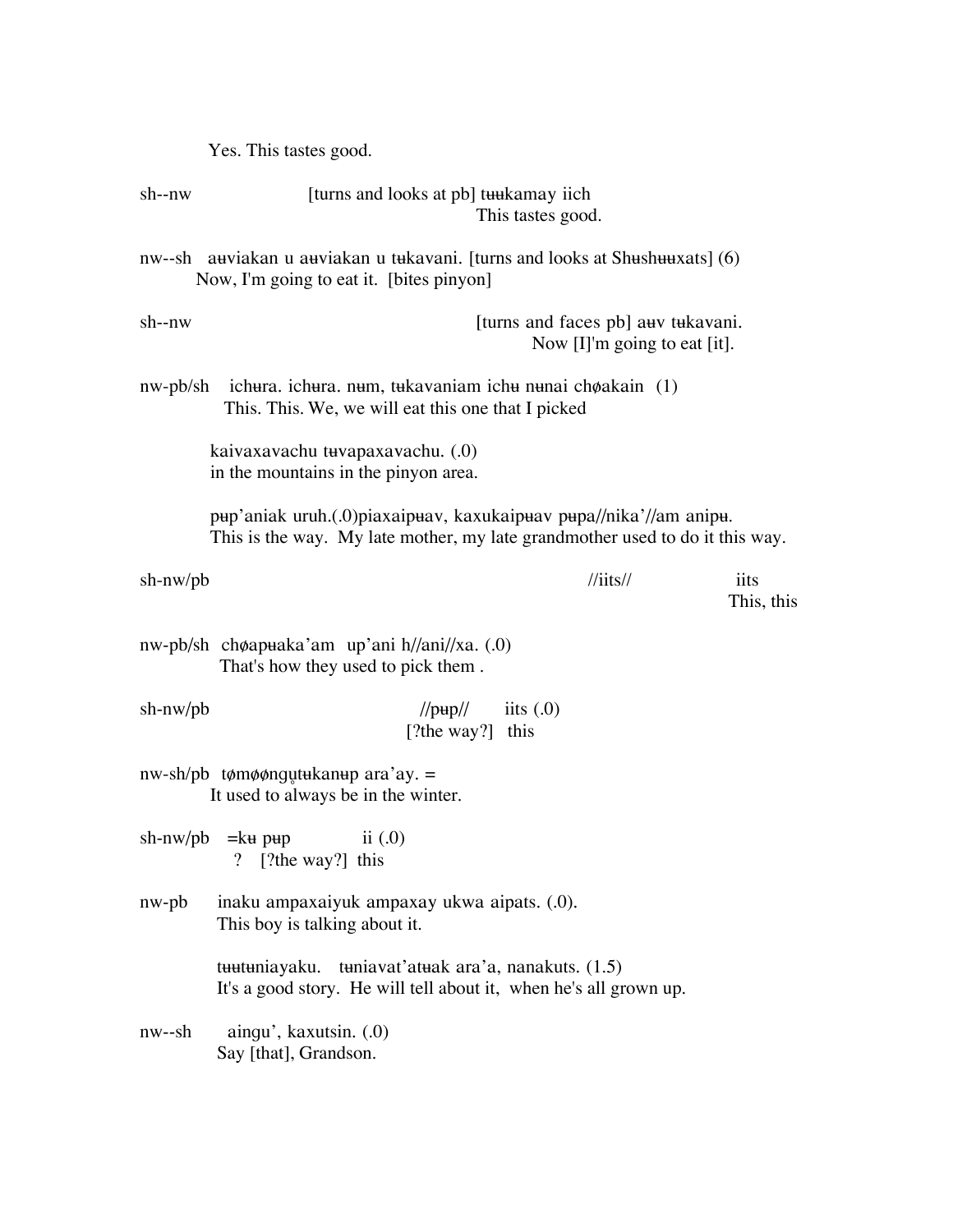Yes. This tastes good.

sh--nw [turns and looks at pb] tʉʉkamay iich
This tastes good.

nw--sh aʉviakan u aʉviakan u tʉkavani. [turns and looks at Shʉshʉʉxats] (6)
Now, I'm going to eat it. [bites pinyon]

sh--nw [turns and faces pb] aʉv tʉkavani.
Now [I]'m going to eat [it].

nw-pb/sh ichʉra. ichʉra. nʉm, tʉkavaniam ichʉ nʉnai chøakain (1)
This. This. We, we will eat this one that I picked

kaivaxavachu tʉvapaxavachu. (.0)
in the mountains in the pinyon area.

pʉp'aniak uruh.(.0)piaxaipʉav, kaxukaipʉav pʉpa//nika'//am anipʉ.
This is the way. My late mother, my late grandmother used to do it this way.

sh-nw/pb //iits// iits
This, this

nw-pb/sh chøapʉaka'am up'ani h//ani//xa. (.0)
That's how they used to pick them .

sh-nw/pb //pʉp// iits (.0)
[?the way?] this

nw-sh/pb tømøøngu̥tʉkanʉp ara'ay. =
It used to always be in the winter.

sh-nw/pb =kʉ pʉp ii (.0)
? [?the way?] this

nw-pb inaku ampaxaiyuk ampaxay ukwa aipats. (.0).
This boy is talking about it.

tʉʉtʉniayaku. tʉniavat'atʉak ara'a, nanakuts. (1.5)
It's a good story. He will tell about it, when he's all grown up.

nw--sh aingu', kaxutsin. (.0)
Say [that], Grandson.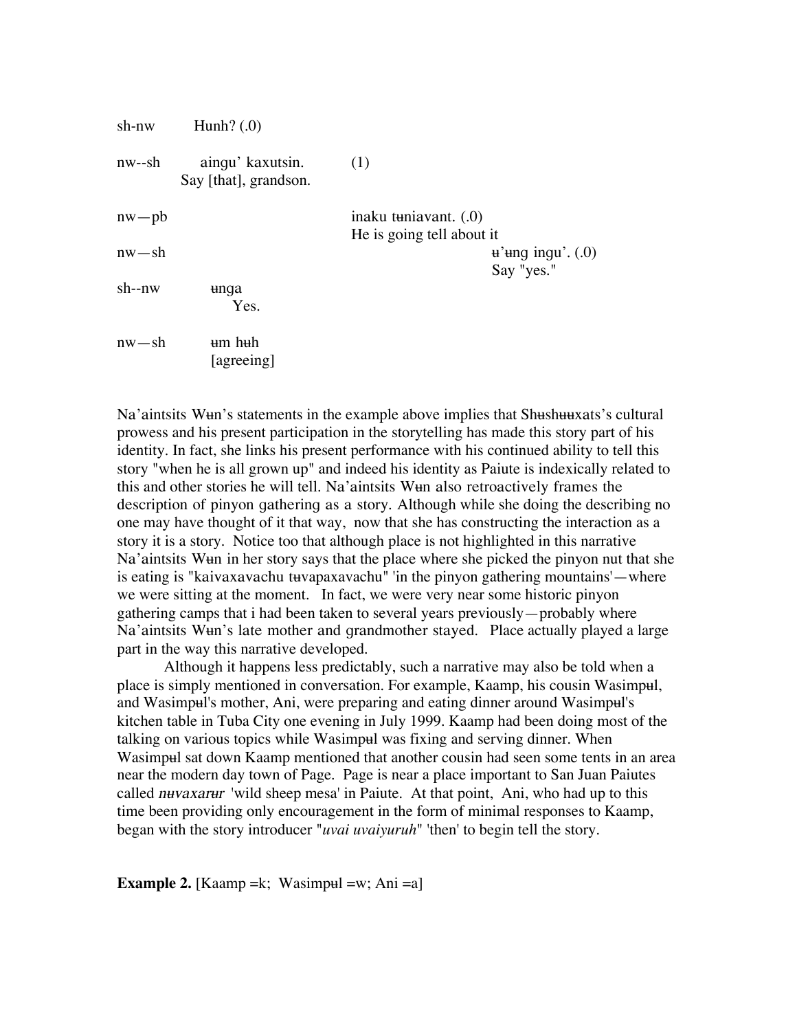sh-nw        Hunh? (.0)

nw--sh        aingu' kaxutsin.        (1)
        Say [that], grandson.

nw—pb                inaku tɨniavant. (.0)
                He is going tell about it

nw—sh                        ɨ'ɨng ingu'. (.0)
                        Say "yes."

sh--nw        ɨnga
        Yes.

nw—sh        ɨm hɨh
        [agreeing]

Na'aintsits Wɨn's statements in the example above implies that Shɨshɨɨxats's cultural prowess and his present participation in the storytelling has made this story part of his identity. In fact, she links his present performance with his continued ability to tell this story "when he is all grown up" and indeed his identity as Paiute is indexically related to this and other stories he will tell. Na'aintsits Wɨn also retroactively frames the description of pinyon gathering as a story. Although while she doing the describing no one may have thought of it that way, now that she has constructing the interaction as a story it is a story. Notice too that although place is not highlighted in this narrative Na'aintsits Wɨn in her story says that the place where she picked the pinyon nut that she is eating is "kaivaxavachu tɨvapaxavachu" 'in the pinyon gathering mountains'—where we were sitting at the moment. In fact, we were very near some historic pinyon gathering camps that i had been taken to several years previously—probably where Na'aintsits Wɨn's late mother and grandmother stayed. Place actually played a large part in the way this narrative developed.

Although it happens less predictably, such a narrative may also be told when a place is simply mentioned in conversation. For example, Kaamp, his cousin Wasimpɨl, and Wasimpɨl's mother, Ani, were preparing and eating dinner around Wasimpɨl's kitchen table in Tuba City one evening in July 1999. Kaamp had been doing most of the talking on various topics while Wasimpɨl was fixing and serving dinner. When Wasimpɨl sat down Kaamp mentioned that another cousin had seen some tents in an area near the modern day town of Page. Page is near a place important to San Juan Paiutes called *nɨvaxarɨr* 'wild sheep mesa' in Paiute. At that point, Ani, who had up to this time been providing only encouragement in the form of minimal responses to Kaamp, began with the story introducer "*uvai uvaiyuruh*" 'then' to begin tell the story.

**Example 2.** [Kaamp =k; Wasimpɨl =w; Ani =a]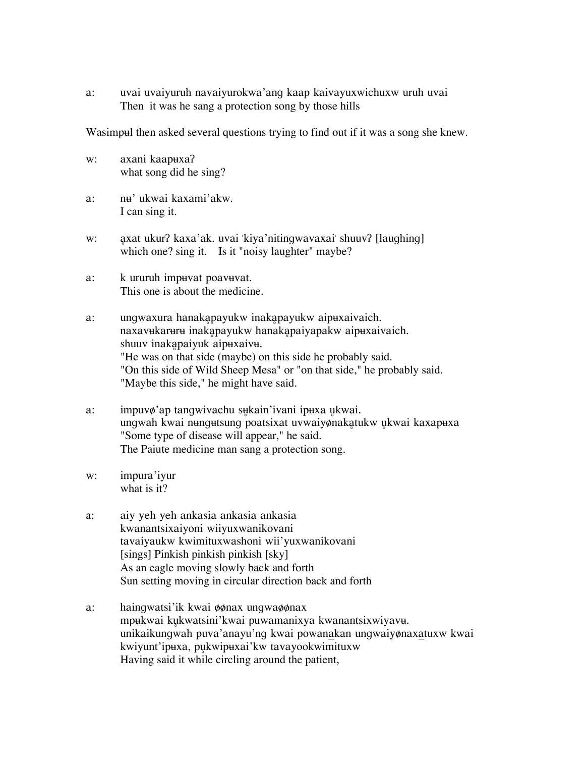a:	uvai uvaiyuruh navaiyurokwa'ang kaap kaivayuxwichuxw uruh uvai
	Then it was he sang a protection song by those hills

Wasimpʉl then asked several questions trying to find out if it was a song she knew.

w:	axani kaapʉxaʔ
	what song did he sing?

a:	nʉ' ukwai kaxami'akw.
	I can sing it.

w:	ḁxat ukurʔ kaxa'ak. uvai 'kiya'nitingwavaxai' shuuvʔ [laughing]
	which one? sing it.    Is it "noisy laughter" maybe?

a:	k ururuh impʉvat poavʉvat.
	This one is about the medicine.

a:	ungwaxura hanakḁpayukw inakḁpayukw aipʉxaivaich.
	naxavʉkarʉrʉ inakḁpayukw hanakḁpaiyapakw aipʉxaivaich.
	shuuv inakḁpaiyuk aipʉxaivʉ.
	"He was on that side (maybe) on this side he probably said.
	"On this side of Wild Sheep Mesa" or "on that side," he probably said.
	"Maybe this side," he might have said.

a:	impuvø'ap tangwivachu su̥kain'ivani ipʉxa u̥kwai.
	ungwah kwai nʉngʉtsung poatsixat uvwaiyønakḁtukw u̥kwai kaxapʉxa
	"Some type of disease will appear," he said.
	The Paiute medicine man sang a protection song.

w:	impura'iyur
	what is it?

a:	aiy yeh yeh ankasia ankasia ankasia
	kwanantsixaiyoni wiiyuxwanikovani
	tavaiyaukw kwimituxwashoni wii'yuxwanikovani
	[sings] Pinkish pinkish pinkish [sky]
	As an eagle moving slowly back and forth
	Sun setting moving in circular direction back and forth

a:	haingwatsi'ik kwai øønax ungwaøønax
	mpʉkwai ku̥kwatsini'kwai puwamanixya kwanantsixwiyavʉ.
	unikaikungwah puva'anayu'ng kwai powana̲kan ungwaiyønaxa̲tuxw kwai
	kwiyunt'ipʉxa, pu̥kwipʉxai'kw tavayookwimituxw
	Having said it while circling around the patient,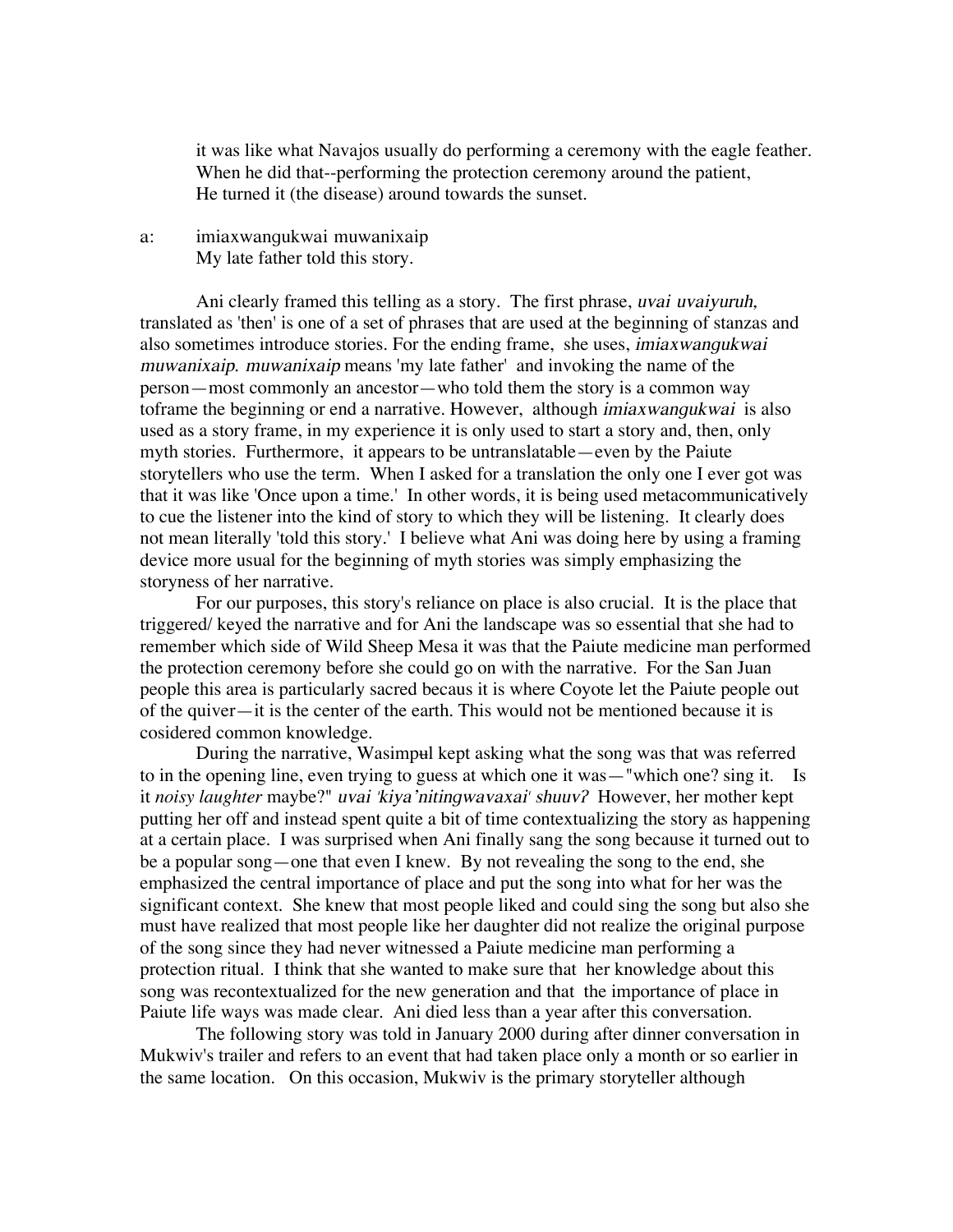it was like what Navajos usually do performing a ceremony with the eagle feather.
When he did that--performing the protection ceremony around the patient,
He turned it (the disease) around towards the sunset.

a: imiaxwangukwai muwanixaip
My late father told this story.

Ani clearly framed this telling as a story. The first phrase, *uvai uvaiyuruh,* translated as 'then' is one of a set of phrases that are used at the beginning of stanzas and also sometimes introduce stories. For the ending frame, she uses, *imiaxwangukwai muwanixaip. muwanixaip* means 'my late father' and invoking the name of the person—most commonly an ancestor—who told them the story is a common way toframe the beginning or end a narrative. However, although *imiaxwangukwai* is also used as a story frame, in my experience it is only used to start a story and, then, only myth stories. Furthermore, it appears to be untranslatable—even by the Paiute storytellers who use the term. When I asked for a translation the only one I ever got was that it was like 'Once upon a time.' In other words, it is being used metacommunicatively to cue the listener into the kind of story to which they will be listening. It clearly does not mean literally 'told this story.' I believe what Ani was doing here by using a framing device more usual for the beginning of myth stories was simply emphasizing the storyness of her narrative.

For our purposes, this story's reliance on place is also crucial. It is the place that triggered/ keyed the narrative and for Ani the landscape was so essential that she had to remember which side of Wild Sheep Mesa it was that the Paiute medicine man performed the protection ceremony before she could go on with the narrative. For the San Juan people this area is particularly sacred becaus it is where Coyote let the Paiute people out of the quiver—it is the center of the earth. This would not be mentioned because it is cosidered common knowledge.

During the narrative, Wasimpu~~u~~l kept asking what the song was that was referred to in the opening line, even trying to guess at which one it was—"which one? sing it. Is it *noisy laughter* maybe?" *uvai 'kiya'nitingwavaxai' shuuv?* However, her mother kept putting her off and instead spent quite a bit of time contextualizing the story as happening at a certain place. I was surprised when Ani finally sang the song because it turned out to be a popular song—one that even I knew. By not revealing the song to the end, she emphasized the central importance of place and put the song into what for her was the significant context. She knew that most people liked and could sing the song but also she must have realized that most people like her daughter did not realize the original purpose of the song since they had never witnessed a Paiute medicine man performing a protection ritual. I think that she wanted to make sure that her knowledge about this song was recontextualized for the new generation and that the importance of place in Paiute life ways was made clear. Ani died less than a year after this conversation.

The following story was told in January 2000 during after dinner conversation in Mukwiv's trailer and refers to an event that had taken place only a month or so earlier in the same location. On this occasion, Mukwiv is the primary storyteller although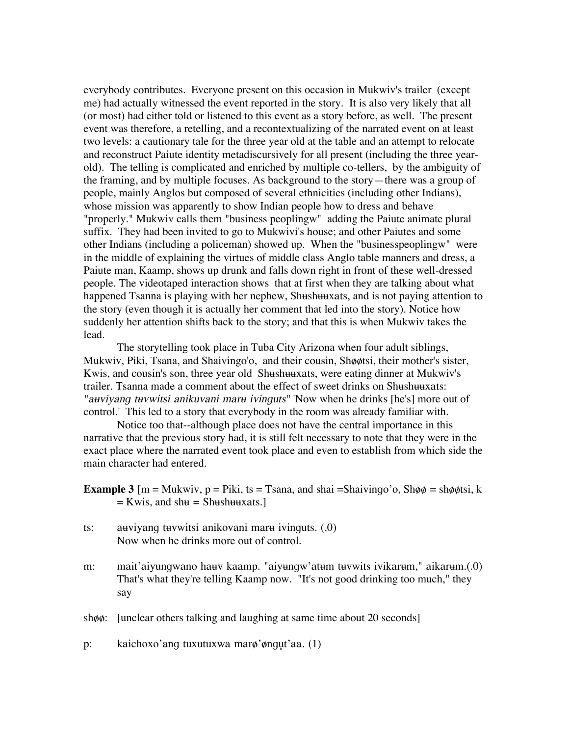everybody contributes. Everyone present on this occasion in Mukwiv's trailer (except me) had actually witnessed the event reported in the story. It is also very likely that all (or most) had either told or listened to this event as a story before, as well. The present event was therefore, a retelling, and a recontextualizing of the narrated event on at least two levels: a cautionary tale for the three year old at the table and an attempt to relocate and reconstruct Paiute identity metadiscursively for all present (including the three year-old). The telling is complicated and enriched by multiple co-tellers, by the ambiguity of the framing, and by multiple focuses. As background to the story—there was a group of people, mainly Anglos but composed of several ethnicities (including other Indians), whose mission was apparently to show Indian people how to dress and behave "properly." Mukwiv calls them "business peoplingw" adding the Paiute animate plural suffix. They had been invited to go to Mukwivi's house; and other Paiutes and some other Indians (including a policeman) showed up. When the "businesspeoplingw" were in the middle of explaining the virtues of middle class Anglo table manners and dress, a Paiute man, Kaamp, shows up drunk and falls down right in front of these well-dressed people. The videotaped interaction shows that at first when they are talking about what happened Tsanna is playing with her nephew, Shʉshʉʉxats, and is not paying attention to the story (even though it is actually her comment that led into the story). Notice how suddenly her attention shifts back to the story; and that this is when Mukwiv takes the lead.

The storytelling took place in Tuba City Arizona when four adult siblings, Mukwiv, Piki, Tsana, and Shaivingo'o, and their cousin, Shøøtsi, their mother's sister, Kwis, and cousin's son, three year old Shʉshʉʉxats, were eating dinner at Mukwiv's trailer. Tsanna made a comment about the effect of sweet drinks on Shʉshʉʉxats: "*aʉviyang tʉvwitsi anikuvani marʉ ivinguts*" 'Now when he drinks [he's] more out of control.' This led to a story that everybody in the room was already familiar with.

Notice too that--although place does not have the central importance in this narrative that the previous story had, it is still felt necessary to note that they were in the exact place where the narrated event took place and even to establish from which side the main character had entered.

**Example 3** [m = Mukwiv, p = Piki, ts = Tsana, and shai =Shaivingo'o, Shøø = shøøtsi, k = Kwis, and shʉ = Shʉshʉʉxats.]

ts: aʉviyang tʉvwitsi anikovani marʉ ivinguts. (.0)
Now when he drinks more out of control.

m: mait'aiyungwano haʉv kaamp. "aiyʉngw'atʉm tʉvwits ivikarʉm," aikarʉm.(.0)
That's what they're telling Kaamp now. "It's not good drinking too much," they say

shøø: [unclear others talking and laughing at same time about 20 seconds]

p: kaichoxo'ang tuxutuxwa marø'øngu̥t'aa. (1)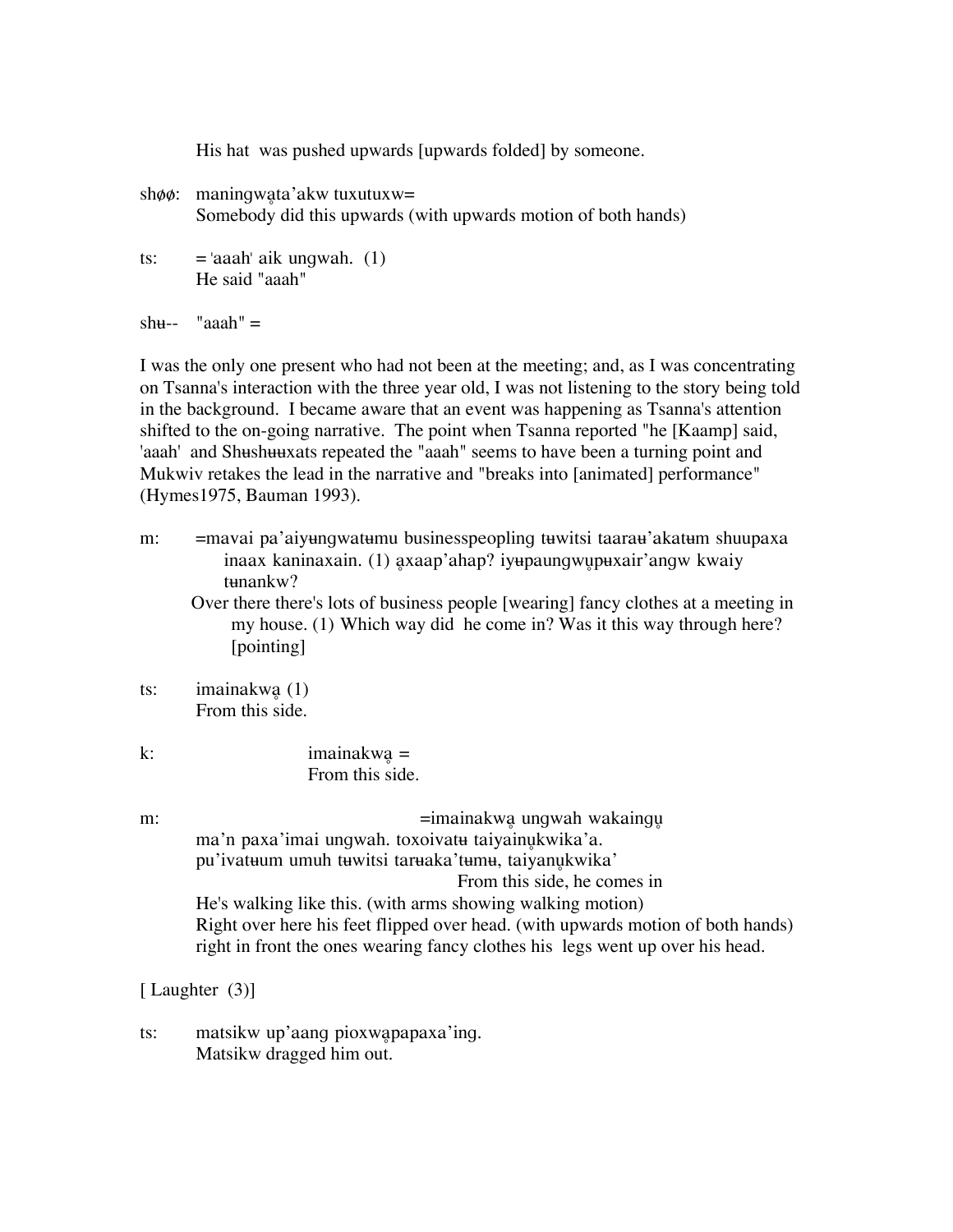His hat was pushed upwards [upwards folded] by someone.

shøø: maningwḁta'akw tuxutuxw=
Somebody did this upwards (with upwards motion of both hands)

ts: = 'aaah' aik ungwah. (1)
He said "aaah"

shʉ-- "aaah" =

I was the only one present who had not been at the meeting; and, as I was concentrating on Tsanna's interaction with the three year old, I was not listening to the story being told in the background. I became aware that an event was happening as Tsanna's attention shifted to the on-going narrative. The point when Tsanna reported "he [Kaamp] said, 'aaah' and Shʉshʉʉxats repeated the "aaah" seems to have been a turning point and Mukwiv retakes the lead in the narrative and "breaks into [animated] performance" (Hymes1975, Bauman 1993).

m: =mavai pa'aiyʉngwatʉmu businesspeopling tʉwitsi taaraʉ'akatʉm shuupaxa inaax kaninaxain. (1) ḁxaap'ahap? iyʉpaungwu̥pʉxair'angw kwaiy tʉnankw?
Over there there's lots of business people [wearing] fancy clothes at a meeting in my house. (1) Which way did he come in? Was it this way through here? [pointing]

ts: imainakwḁ (1)
From this side.

k: imainakwḁ =
From this side.

m: =imainakwḁ ungwah wakaingu̥
ma'n paxa'imai ungwah. toxoivatʉ taiyainu̥kwika'a.
pu'ivatʉum umuh tʉwitsi tarʉaka'tʉmʉ, taiyanu̥kwika'
From this side, he comes in
He's walking like this. (with arms showing walking motion)
Right over here his feet flipped over head. (with upwards motion of both hands)
right in front the ones wearing fancy clothes his legs went up over his head.

[ Laughter (3)]

ts: matsikw up'aang pioxwḁpapaxa'ing.
Matsikw dragged him out.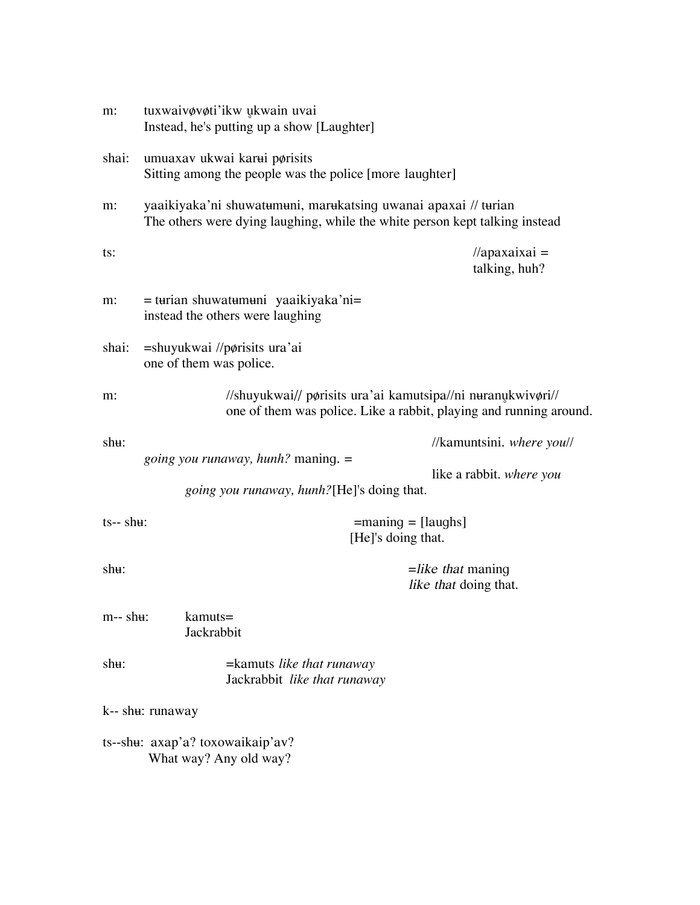m: tuxwaivøvøti'ikw u̥kwain uvai
Instead, he's putting up a show [Laughter]

shai: umuaxav ukwai karʉi pørisits
Sitting among the people was the police [more laughter]

m: yaaikiyaka'ni shuwatʉmʉni, marʉkatsing uwanai apaxai // tʉrian
The others were dying laughing, while the white person kept talking instead

ts: //apaxaixai =
talking, huh?

m: = tʉrian shuwatʉmʉni yaaikiyaka'ni=
instead the others were laughing

shai: =shuyukwai //pørisits ura'ai
one of them was police.

m: //shuyukwai// pørisits ura'ai kamutsipa//ni nʉranu̥kwivøri//
one of them was police. Like a rabbit, playing and running around.

shʉ: //kamuntsini. *where you// going you runaway, hunh?* maning. =
like a rabbit. *where you going you runaway, hunh?*[He]'s doing that.

ts-- shʉ: =maning = [laughs]
[He]'s doing that.

shʉ: =*like that* maning
*like that* doing that.

m-- shʉ: kamuts=
Jackrabbit

shʉ: =kamuts *like that runaway*
Jackrabbit *like that runaway*

k-- shʉ: runaway

ts--shʉ: axap'a? toxowaikaip'av?
What way? Any old way?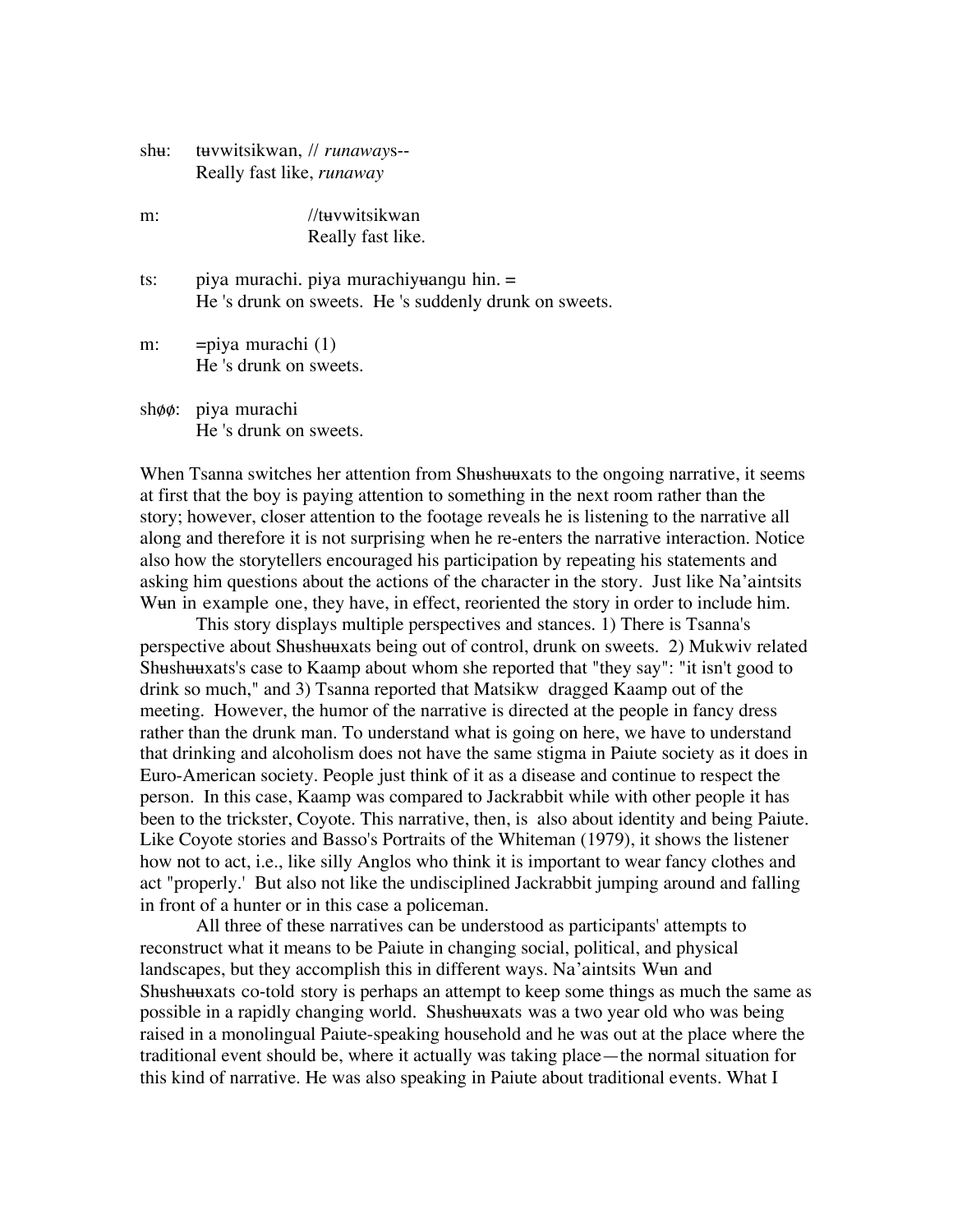shʉ: tʉvwitsikwan, // *runaway*s--
Really fast like, *runaway*

m: //tʉvwitsikwan
Really fast like.

ts: piya murachi. piya murachiyʉangu hin. =
He 's drunk on sweets. He 's suddenly drunk on sweets.

m: =piya murachi (1)
He 's drunk on sweets.

shøø: piya murachi
He 's drunk on sweets.

When Tsanna switches her attention from Shʉshʉʉxats to the ongoing narrative, it seems at first that the boy is paying attention to something in the next room rather than the story; however, closer attention to the footage reveals he is listening to the narrative all along and therefore it is not surprising when he re-enters the narrative interaction. Notice also how the storytellers encouraged his participation by repeating his statements and asking him questions about the actions of the character in the story. Just like Na'aintsits Wʉn in example one, they have, in effect, reoriented the story in order to include him.

This story displays multiple perspectives and stances. 1) There is Tsanna's perspective about Shʉshʉʉxats being out of control, drunk on sweets. 2) Mukwiv related Shʉshʉʉxats's case to Kaamp about whom she reported that "they say": "it isn't good to drink so much," and 3) Tsanna reported that Matsikw dragged Kaamp out of the meeting. However, the humor of the narrative is directed at the people in fancy dress rather than the drunk man. To understand what is going on here, we have to understand that drinking and alcoholism does not have the same stigma in Paiute society as it does in Euro-American society. People just think of it as a disease and continue to respect the person. In this case, Kaamp was compared to Jackrabbit while with other people it has been to the trickster, Coyote. This narrative, then, is also about identity and being Paiute. Like Coyote stories and Basso's Portraits of the Whiteman (1979), it shows the listener how not to act, i.e., like silly Anglos who think it is important to wear fancy clothes and act "properly.' But also not like the undisciplined Jackrabbit jumping around and falling in front of a hunter or in this case a policeman.

All three of these narratives can be understood as participants' attempts to reconstruct what it means to be Paiute in changing social, political, and physical landscapes, but they accomplish this in different ways. Na'aintsits Wʉn and Shʉshʉʉxats co-told story is perhaps an attempt to keep some things as much the same as possible in a rapidly changing world. Shʉshʉʉxats was a two year old who was being raised in a monolingual Paiute-speaking household and he was out at the place where the traditional event should be, where it actually was taking place—the normal situation for this kind of narrative. He was also speaking in Paiute about traditional events. What I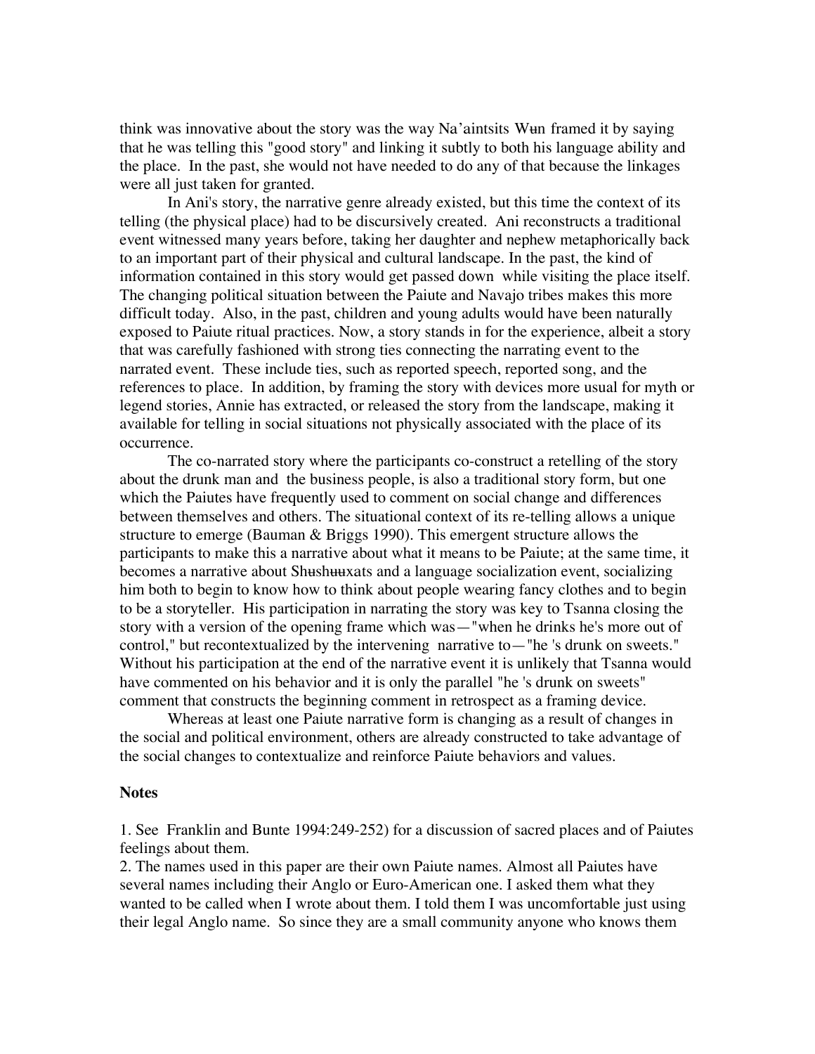think was innovative about the story was the way Na'aintsits Wʉn framed it by saying that he was telling this "good story" and linking it subtly to both his language ability and the place. In the past, she would not have needed to do any of that because the linkages were all just taken for granted.

In Ani's story, the narrative genre already existed, but this time the context of its telling (the physical place) had to be discursively created. Ani reconstructs a traditional event witnessed many years before, taking her daughter and nephew metaphorically back to an important part of their physical and cultural landscape. In the past, the kind of information contained in this story would get passed down while visiting the place itself. The changing political situation between the Paiute and Navajo tribes makes this more difficult today. Also, in the past, children and young adults would have been naturally exposed to Paiute ritual practices. Now, a story stands in for the experience, albeit a story that was carefully fashioned with strong ties connecting the narrating event to the narrated event. These include ties, such as reported speech, reported song, and the references to place. In addition, by framing the story with devices more usual for myth or legend stories, Annie has extracted, or released the story from the landscape, making it available for telling in social situations not physically associated with the place of its occurrence.

The co-narrated story where the participants co-construct a retelling of the story about the drunk man and the business people, is also a traditional story form, but one which the Paiutes have frequently used to comment on social change and differences between themselves and others. The situational context of its re-telling allows a unique structure to emerge (Bauman & Briggs 1990). This emergent structure allows the participants to make this a narrative about what it means to be Paiute; at the same time, it becomes a narrative about Shʉshʉʉxats and a language socialization event, socializing him both to begin to know how to think about people wearing fancy clothes and to begin to be a storyteller. His participation in narrating the story was key to Tsanna closing the story with a version of the opening frame which was—"when he drinks he's more out of control," but recontextualized by the intervening narrative to—"he 's drunk on sweets." Without his participation at the end of the narrative event it is unlikely that Tsanna would have commented on his behavior and it is only the parallel "he 's drunk on sweets" comment that constructs the beginning comment in retrospect as a framing device.

Whereas at least one Paiute narrative form is changing as a result of changes in the social and political environment, others are already constructed to take advantage of the social changes to contextualize and reinforce Paiute behaviors and values.

**Notes**

1. See Franklin and Bunte 1994:249-252) for a discussion of sacred places and of Paiutes feelings about them.
2. The names used in this paper are their own Paiute names. Almost all Paiutes have several names including their Anglo or Euro-American one. I asked them what they wanted to be called when I wrote about them. I told them I was uncomfortable just using their legal Anglo name. So since they are a small community anyone who knows them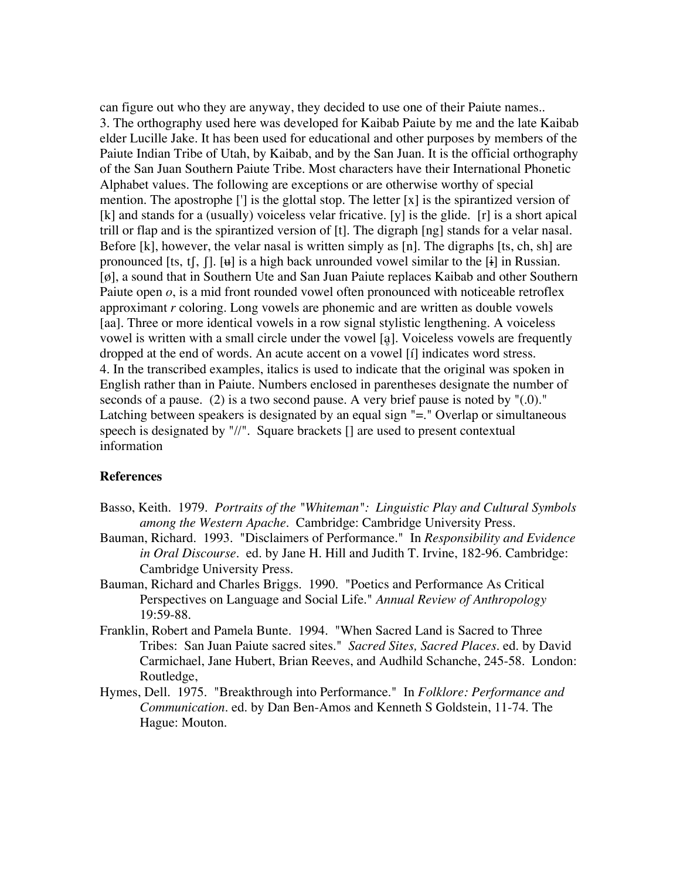can figure out who they are anyway, they decided to use one of their Paiute names..

3. The orthography used here was developed for Kaibab Paiute by me and the late Kaibab elder Lucille Jake. It has been used for educational and other purposes by members of the Paiute Indian Tribe of Utah, by Kaibab, and by the San Juan. It is the official orthography of the San Juan Southern Paiute Tribe. Most characters have their International Phonetic Alphabet values. The following are exceptions or are otherwise worthy of special mention. The apostrophe ['] is the glottal stop. The letter [x] is the spirantized version of [k] and stands for a (usually) voiceless velar fricative. [y] is the glide. [r] is a short apical trill or flap and is the spirantized version of [t]. The digraph [ng] stands for a velar nasal. Before [k], however, the velar nasal is written simply as [n]. The digraphs [ts, ch, sh] are pronounced [ts, tʃ, ʃ]. [ʉ] is a high back unrounded vowel similar to the [ɨ] in Russian. [ø], a sound that in Southern Ute and San Juan Paiute replaces Kaibab and other Southern Paiute open *o*, is a mid front rounded vowel often pronounced with noticeable retroflex approximant *r* coloring. Long vowels are phonemic and are written as double vowels [aa]. Three or more identical vowels in a row signal stylistic lengthening. A voiceless vowel is written with a small circle under the vowel [ḁ]. Voiceless vowels are frequently dropped at the end of words. An acute accent on a vowel [í] indicates word stress.

4. In the transcribed examples, italics is used to indicate that the original was spoken in English rather than in Paiute. Numbers enclosed in parentheses designate the number of seconds of a pause. (2) is a two second pause. A very brief pause is noted by "(.0)." Latching between speakers is designated by an equal sign "=." Overlap or simultaneous speech is designated by "//". Square brackets [] are used to present contextual information

**References**

Basso, Keith. 1979. *Portraits of the "Whiteman": Linguistic Play and Cultural Symbols among the Western Apache*. Cambridge: Cambridge University Press.

Bauman, Richard. 1993. "Disclaimers of Performance." In *Responsibility and Evidence in Oral Discourse*. ed. by Jane H. Hill and Judith T. Irvine, 182-96. Cambridge: Cambridge University Press.

Bauman, Richard and Charles Briggs. 1990. "Poetics and Performance As Critical Perspectives on Language and Social Life." *Annual Review of Anthropology* 19:59-88.

Franklin, Robert and Pamela Bunte. 1994. "When Sacred Land is Sacred to Three Tribes: San Juan Paiute sacred sites." *Sacred Sites, Sacred Places*. ed. by David Carmichael, Jane Hubert, Brian Reeves, and Audhild Schanche, 245-58. London: Routledge,

Hymes, Dell. 1975. "Breakthrough into Performance." In *Folklore: Performance and Communication*. ed. by Dan Ben-Amos and Kenneth S Goldstein, 11-74. The Hague: Mouton.